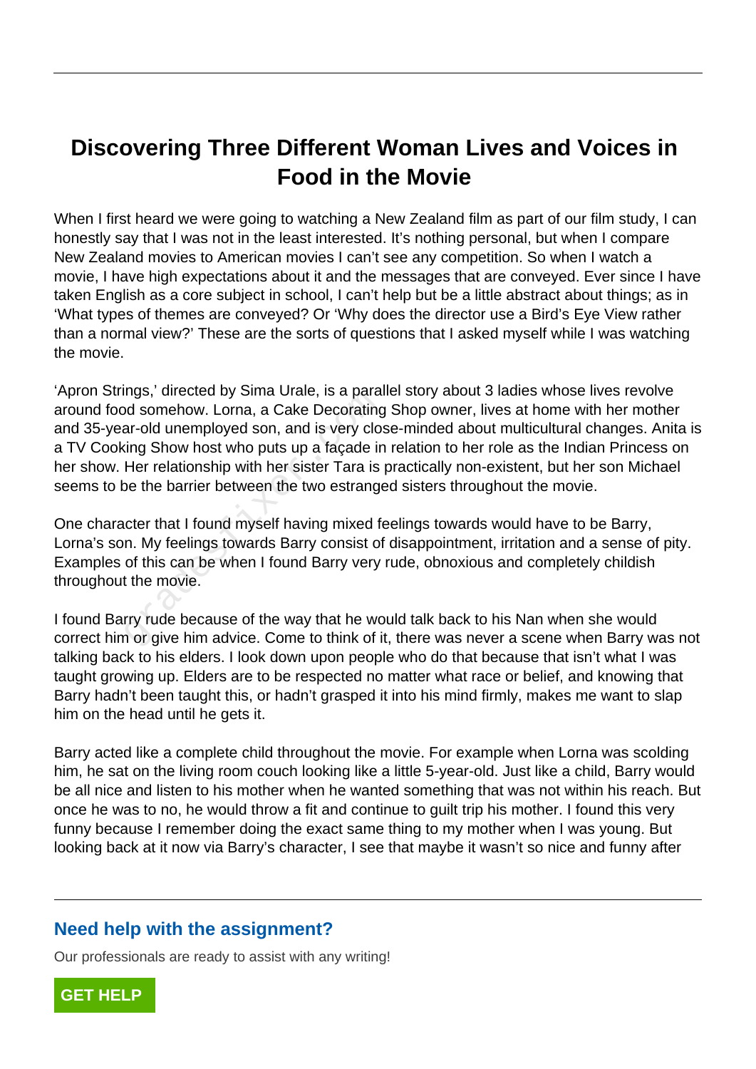# Discovering Three Different Woman Lives and Voices in Food in the Movie

When I first heard we were going to watching a New Zealand film as part of our film study, I can honestly say that I was not in the least interested. It's nothing personal, but when I compare New Zealand movies to American movies I can't see any competition. So when I watch a movie, I have high expectations about it and the messages that are conveyed. Ever since I have taken English as a core subject in school, I can't help but be a little abstract about things; as in 'What types of themes are conveyed? Or 'Why does the director use a Bird's Eye View rather than a normal view?' These are the sorts of questions that I asked myself while I was watching the movie.

'Apron Strings,' directed by Sima Urale, is a parallel story about 3 ladies whose lives revolve around food somehow. Lorna, a Cake Decorating Shop owner, lives at home with her mother and 35-year-old unemployed son, and is very close-minded about multicultural changes. Anita is a TV Cooking Show host who puts up a façade in relation to her role as the Indian Princess on her show. Her relationship with her sister Tara is practically non-existent, but her son Michael seems to be the barrier between the two estranged sisters throughout the movie.

One character that I found myself having mixed feelings towards would have to be Barry, Lorna's son. My feelings towards Barry consist of disappointment, irritation and a sense of pity. Examples of this can be when I found Barry very rude, obnoxious and completely childish throughout the movie.

I found Barry rude because of the way that he would talk back to his Nan when she would correct him or give him advice. Come to think of it, there was never a scene when Barry was not talking back to his elders. I look down upon people who do that because that isn't what I was taught growing up. Elders are to be respected no matter what race or belief, and knowing that Barry hadn't been taught this, or hadn't grasped it into his mind firmly, makes me want to slap him on the head until he gets it.

Barry acted like a complete child throughout the movie. For example when Lorna was scolding him, he sat on the living room couch looking like a little 5-year-old. Just like a child, Barry would be all nice and listen to his mother when he wanted something that was not within his reach. But once he was to no, he would throw a fit and continue to guilt trip his mother. I found this very funny because I remember doing the exact same thing to my mother when I was young. But looking back at it now via Barry's character, I see that maybe it wasn't so nice and funny after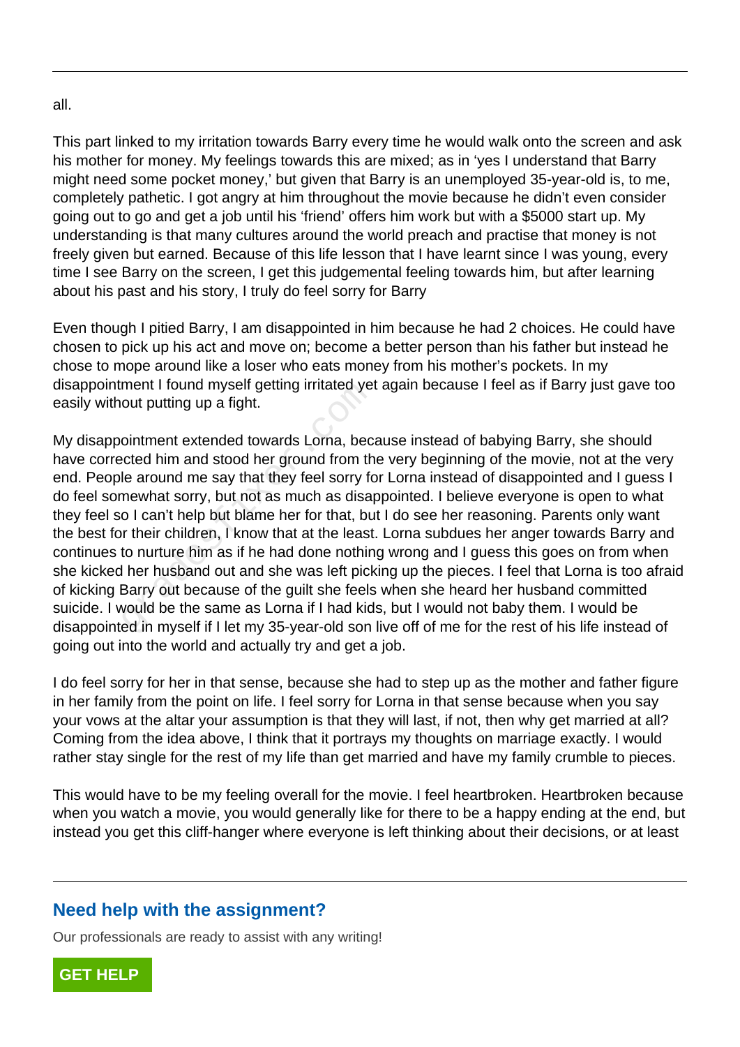all.

This part linked to my irritation towards Barry every time he would walk onto the screen and ask his mother for money. My feelings towards this are mixed; as in 'yes I understand that Barry might need some pocket money,' but given that Barry is an unemployed 35-year-old is, to me, completely pathetic. I got angry at him throughout the movie because he didn't even consider going out to go and get a job until his 'friend' offers him work but with a $5000 start up. My understanding is that many cultures around the world preach and practise that money is not freely given but earned. Because of this life lesson that I have learnt since I was young, every time I see Barry on the screen, I get this judgemental feeling towards him, but after learning about his past and his story, I truly do feel sorry for Barry

Even though I pitied Barry, I am disappointed in him because he had 2 choices. He could have chosen to pick up his act and move on; become a better person than his father but instead he chose to mope around like a loser who eats money from his mother's pockets. In my disappointment I found myself getting irritated yet again because I feel as if Barry just gave too easily without putting up a fight.

My disappointment extended towards Lorna, because instead of babying Barry, she should have corrected him and stood her ground from the very beginning of the movie, not at the very end. People around me say that they feel sorry for Lorna instead of disappointed and I guess I do feel somewhat sorry, but not as much as disappointed. I believe everyone is open to what they feel so I can't help but blame her for that, but I do see her reasoning. Parents only want the best for their children, I know that at the least. Lorna subdues her anger towards Barry and continues to nurture him as if he had done nothing wrong and I guess this goes on from when she kicked her husband out and she was left picking up the pieces. I feel that Lorna is too afraid of kicking Barry out because of the guilt she feels when she heard her husband committed suicide. I would be the same as Lorna if I had kids, but I would not baby them. I would be disappointed in myself if I let my 35-year-old son live off of me for the rest of his life instead of going out into the world and actually try and get a job.

I do feel sorry for her in that sense, because she had to step up as the mother and father figure in her family from the point on life. I feel sorry for Lorna in that sense because when you say your vows at the altar your assumption is that they will last, if not, then why get married at all? Coming from the idea above, I think that it portrays my thoughts on marriage exactly. I would rather stay single for the rest of my life than get married and have my family crumble to pieces.

This would have to be my feeling overall for the movie. I feel heartbroken. Heartbroken because when you watch a movie, you would generally like for there to be a happy ending at the end, but instead you get this cliff-hanger where everyone is left thinking about their decisions, or at least

## Need help with the assignment?

Our professionals are ready to assist with any writing!

GET HELP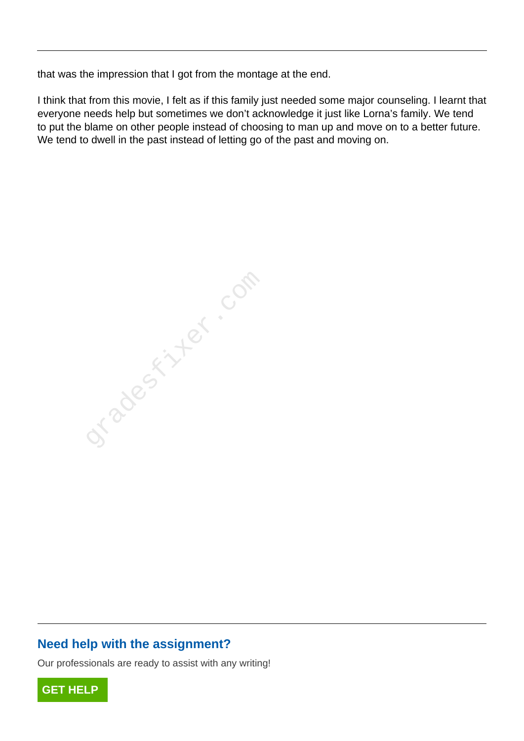that was the impression that I got from the montage at the end.

I think that from this movie, I felt as if this family just needed some major counseling. I learnt that everyone needs help but sometimes we don't acknowledge it just like Lorna's family. We tend to put the blame on other people instead of choosing to man up and move on to a better future. We tend to dwell in the past instead of letting go of the past and moving on.